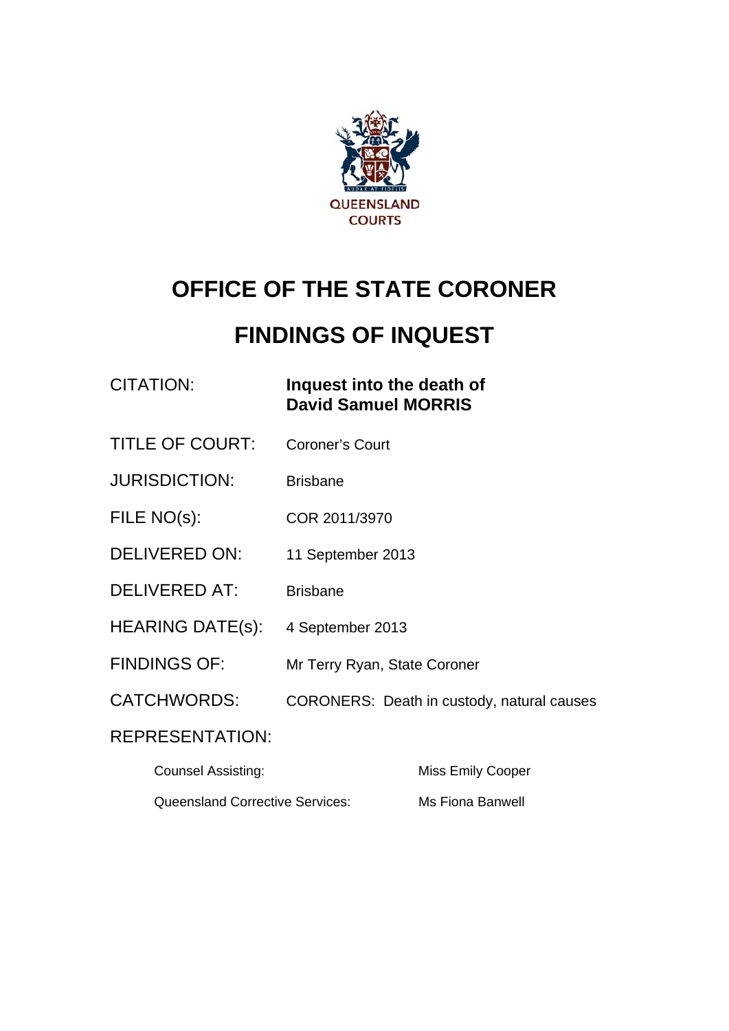QUEENSLAND COURTS

# OFFICE OF THE STATE CORONER

# FINDINGS OF INQUEST

| | |
|---|---|
| CITATION: | **Inquest into the death of David Samuel MORRIS** |
| TITLE OF COURT: | Coroner's Court |
| JURISDICTION: | Brisbane |
| FILE NO(s): | COR 2011/3970 |
| DELIVERED ON: | 11 September 2013 |
| DELIVERED AT: | Brisbane |
| HEARING DATE(s): | 4 September 2013 |
| FINDINGS OF: | Mr Terry Ryan, State Coroner |
| CATCHWORDS: | CORONERS: Death in custody, natural causes |

REPRESENTATION:

| | |
|---|---|
| Counsel Assisting: | Miss Emily Cooper |
| Queensland Corrective Services: | Ms Fiona Banwell |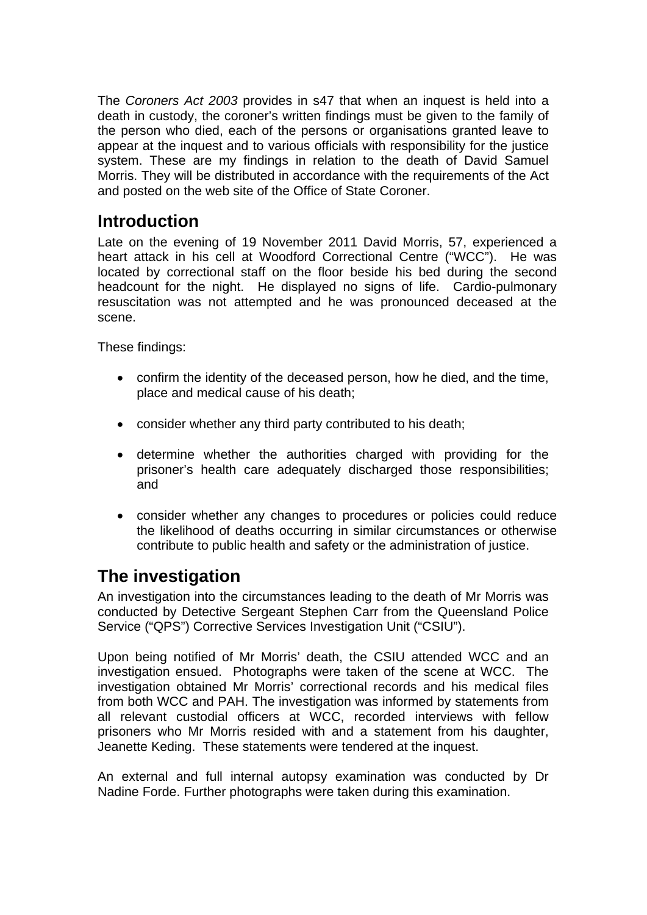The *Coroners Act 2003* provides in s47 that when an inquest is held into a death in custody, the coroner's written findings must be given to the family of the person who died, each of the persons or organisations granted leave to appear at the inquest and to various officials with responsibility for the justice system. These are my findings in relation to the death of David Samuel Morris. They will be distributed in accordance with the requirements of the Act and posted on the web site of the Office of State Coroner.

## Introduction

Late on the evening of 19 November 2011 David Morris, 57, experienced a heart attack in his cell at Woodford Correctional Centre ("WCC"). He was located by correctional staff on the floor beside his bed during the second headcount for the night. He displayed no signs of life. Cardio-pulmonary resuscitation was not attempted and he was pronounced deceased at the scene.

These findings:

- confirm the identity of the deceased person, how he died, and the time, place and medical cause of his death;
- consider whether any third party contributed to his death;
- determine whether the authorities charged with providing for the prisoner's health care adequately discharged those responsibilities; and
- consider whether any changes to procedures or policies could reduce the likelihood of deaths occurring in similar circumstances or otherwise contribute to public health and safety or the administration of justice.

## The investigation

An investigation into the circumstances leading to the death of Mr Morris was conducted by Detective Sergeant Stephen Carr from the Queensland Police Service ("QPS") Corrective Services Investigation Unit ("CSIU").

Upon being notified of Mr Morris' death, the CSIU attended WCC and an investigation ensued. Photographs were taken of the scene at WCC. The investigation obtained Mr Morris' correctional records and his medical files from both WCC and PAH. The investigation was informed by statements from all relevant custodial officers at WCC, recorded interviews with fellow prisoners who Mr Morris resided with and a statement from his daughter, Jeanette Keding. These statements were tendered at the inquest.

An external and full internal autopsy examination was conducted by Dr Nadine Forde. Further photographs were taken during this examination.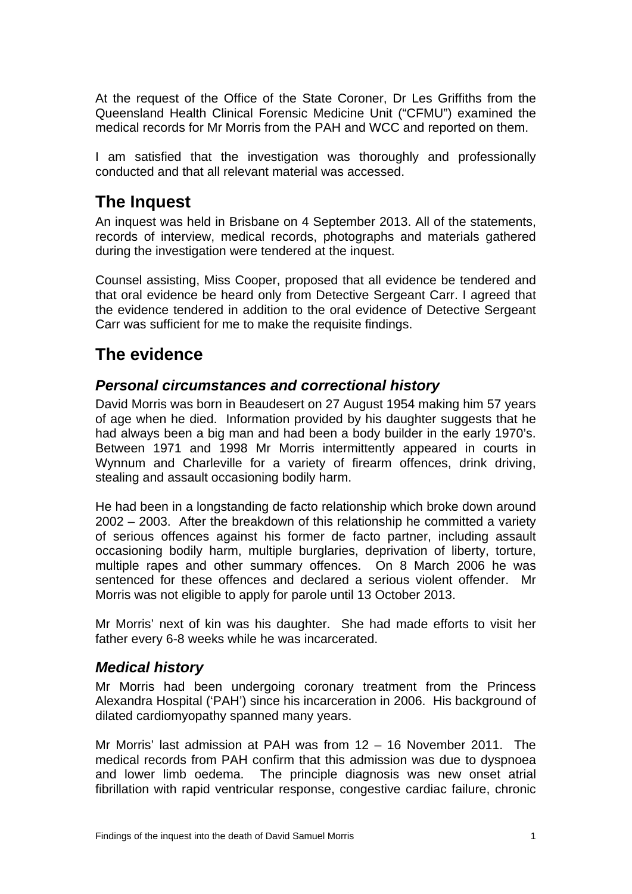At the request of the Office of the State Coroner, Dr Les Griffiths from the Queensland Health Clinical Forensic Medicine Unit ("CFMU") examined the medical records for Mr Morris from the PAH and WCC and reported on them.

I am satisfied that the investigation was thoroughly and professionally conducted and that all relevant material was accessed.

## The Inquest

An inquest was held in Brisbane on 4 September 2013. All of the statements, records of interview, medical records, photographs and materials gathered during the investigation were tendered at the inquest.

Counsel assisting, Miss Cooper, proposed that all evidence be tendered and that oral evidence be heard only from Detective Sergeant Carr. I agreed that the evidence tendered in addition to the oral evidence of Detective Sergeant Carr was sufficient for me to make the requisite findings.

## The evidence

### *Personal circumstances and correctional history*

David Morris was born in Beaudesert on 27 August 1954 making him 57 years of age when he died. Information provided by his daughter suggests that he had always been a big man and had been a body builder in the early 1970's. Between 1971 and 1998 Mr Morris intermittently appeared in courts in Wynnum and Charleville for a variety of firearm offences, drink driving, stealing and assault occasioning bodily harm.

He had been in a longstanding de facto relationship which broke down around 2002 – 2003. After the breakdown of this relationship he committed a variety of serious offences against his former de facto partner, including assault occasioning bodily harm, multiple burglaries, deprivation of liberty, torture, multiple rapes and other summary offences. On 8 March 2006 he was sentenced for these offences and declared a serious violent offender. Mr Morris was not eligible to apply for parole until 13 October 2013.

Mr Morris' next of kin was his daughter. She had made efforts to visit her father every 6-8 weeks while he was incarcerated.

### *Medical history*

Mr Morris had been undergoing coronary treatment from the Princess Alexandra Hospital ('PAH') since his incarceration in 2006. His background of dilated cardiomyopathy spanned many years.

Mr Morris' last admission at PAH was from 12 – 16 November 2011. The medical records from PAH confirm that this admission was due to dyspnoea and lower limb oedema. The principle diagnosis was new onset atrial fibrillation with rapid ventricular response, congestive cardiac failure, chronic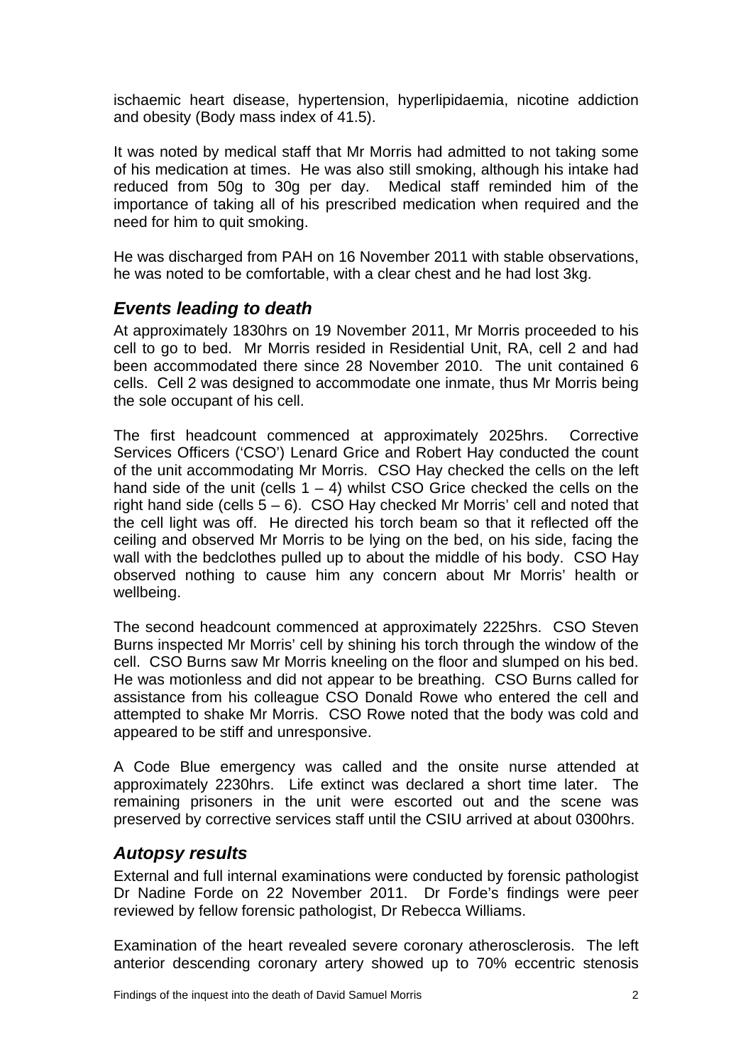ischaemic heart disease, hypertension, hyperlipidaemia, nicotine addiction and obesity (Body mass index of 41.5).

It was noted by medical staff that Mr Morris had admitted to not taking some of his medication at times. He was also still smoking, although his intake had reduced from 50g to 30g per day. Medical staff reminded him of the importance of taking all of his prescribed medication when required and the need for him to quit smoking.

He was discharged from PAH on 16 November 2011 with stable observations, he was noted to be comfortable, with a clear chest and he had lost 3kg.

## *Events leading to death*

At approximately 1830hrs on 19 November 2011, Mr Morris proceeded to his cell to go to bed. Mr Morris resided in Residential Unit, RA, cell 2 and had been accommodated there since 28 November 2010. The unit contained 6 cells. Cell 2 was designed to accommodate one inmate, thus Mr Morris being the sole occupant of his cell.

The first headcount commenced at approximately 2025hrs. Corrective Services Officers ('CSO') Lenard Grice and Robert Hay conducted the count of the unit accommodating Mr Morris. CSO Hay checked the cells on the left hand side of the unit (cells 1 – 4) whilst CSO Grice checked the cells on the right hand side (cells 5 – 6). CSO Hay checked Mr Morris' cell and noted that the cell light was off. He directed his torch beam so that it reflected off the ceiling and observed Mr Morris to be lying on the bed, on his side, facing the wall with the bedclothes pulled up to about the middle of his body. CSO Hay observed nothing to cause him any concern about Mr Morris' health or wellbeing.

The second headcount commenced at approximately 2225hrs. CSO Steven Burns inspected Mr Morris' cell by shining his torch through the window of the cell. CSO Burns saw Mr Morris kneeling on the floor and slumped on his bed. He was motionless and did not appear to be breathing. CSO Burns called for assistance from his colleague CSO Donald Rowe who entered the cell and attempted to shake Mr Morris. CSO Rowe noted that the body was cold and appeared to be stiff and unresponsive.

A Code Blue emergency was called and the onsite nurse attended at approximately 2230hrs. Life extinct was declared a short time later. The remaining prisoners in the unit were escorted out and the scene was preserved by corrective services staff until the CSIU arrived at about 0300hrs.

## *Autopsy results*

External and full internal examinations were conducted by forensic pathologist Dr Nadine Forde on 22 November 2011. Dr Forde's findings were peer reviewed by fellow forensic pathologist, Dr Rebecca Williams.

Examination of the heart revealed severe coronary atherosclerosis. The left anterior descending coronary artery showed up to 70% eccentric stenosis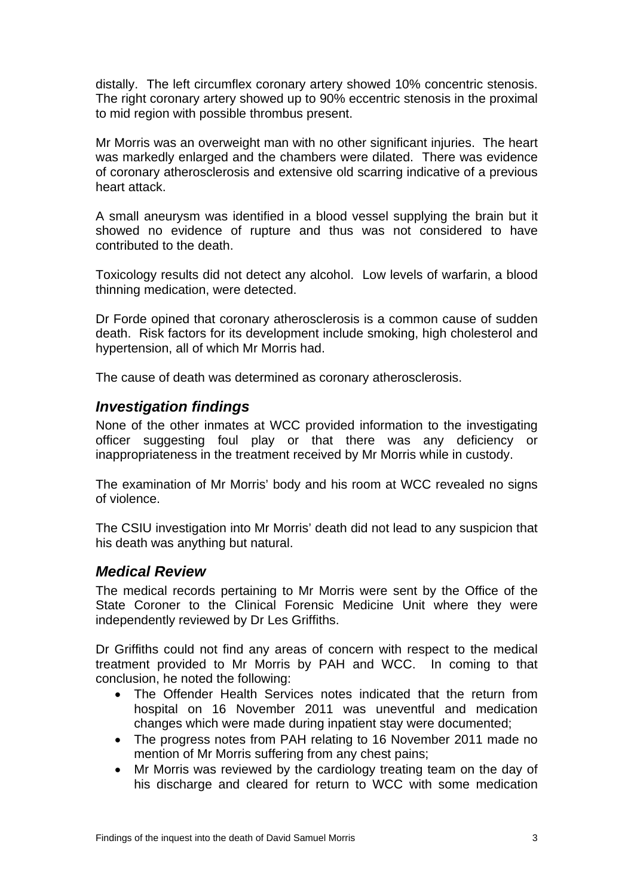distally. The left circumflex coronary artery showed 10% concentric stenosis. The right coronary artery showed up to 90% eccentric stenosis in the proximal to mid region with possible thrombus present.

Mr Morris was an overweight man with no other significant injuries. The heart was markedly enlarged and the chambers were dilated. There was evidence of coronary atherosclerosis and extensive old scarring indicative of a previous heart attack.

A small aneurysm was identified in a blood vessel supplying the brain but it showed no evidence of rupture and thus was not considered to have contributed to the death.

Toxicology results did not detect any alcohol. Low levels of warfarin, a blood thinning medication, were detected.

Dr Forde opined that coronary atherosclerosis is a common cause of sudden death. Risk factors for its development include smoking, high cholesterol and hypertension, all of which Mr Morris had.

The cause of death was determined as coronary atherosclerosis.

## *Investigation findings*

None of the other inmates at WCC provided information to the investigating officer suggesting foul play or that there was any deficiency or inappropriateness in the treatment received by Mr Morris while in custody.

The examination of Mr Morris' body and his room at WCC revealed no signs of violence.

The CSIU investigation into Mr Morris' death did not lead to any suspicion that his death was anything but natural.

## *Medical Review*

The medical records pertaining to Mr Morris were sent by the Office of the State Coroner to the Clinical Forensic Medicine Unit where they were independently reviewed by Dr Les Griffiths.

Dr Griffiths could not find any areas of concern with respect to the medical treatment provided to Mr Morris by PAH and WCC. In coming to that conclusion, he noted the following:

- The Offender Health Services notes indicated that the return from hospital on 16 November 2011 was uneventful and medication changes which were made during inpatient stay were documented;
- The progress notes from PAH relating to 16 November 2011 made no mention of Mr Morris suffering from any chest pains;
- Mr Morris was reviewed by the cardiology treating team on the day of his discharge and cleared for return to WCC with some medication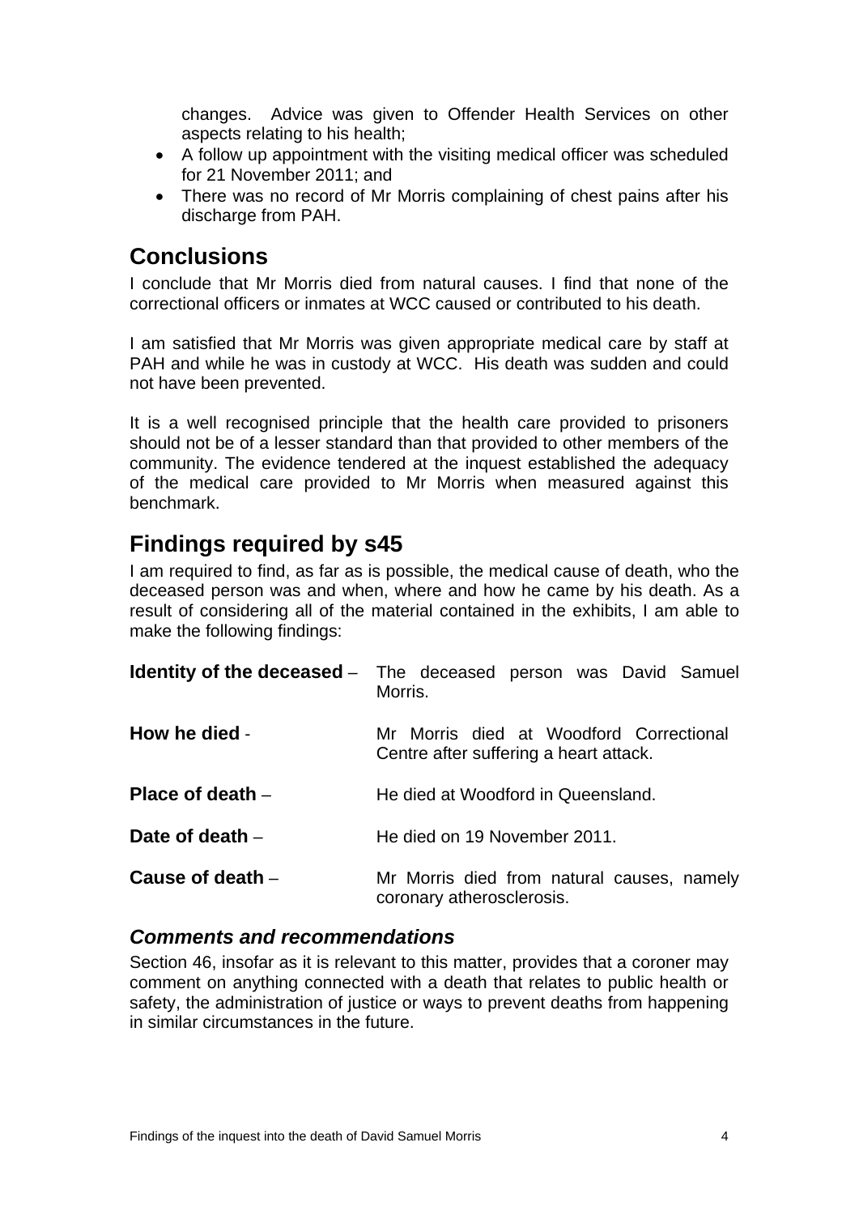changes. Advice was given to Offender Health Services on other aspects relating to his health;

- A follow up appointment with the visiting medical officer was scheduled for 21 November 2011; and
- There was no record of Mr Morris complaining of chest pains after his discharge from PAH.

## Conclusions

I conclude that Mr Morris died from natural causes. I find that none of the correctional officers or inmates at WCC caused or contributed to his death.

I am satisfied that Mr Morris was given appropriate medical care by staff at PAH and while he was in custody at WCC. His death was sudden and could not have been prevented.

It is a well recognised principle that the health care provided to prisoners should not be of a lesser standard than that provided to other members of the community. The evidence tendered at the inquest established the adequacy of the medical care provided to Mr Morris when measured against this benchmark.

## Findings required by s45

I am required to find, as far as is possible, the medical cause of death, who the deceased person was and when, where and how he came by his death. As a result of considering all of the material contained in the exhibits, I am able to make the following findings:

**Identity of the deceased** – The deceased person was David Samuel Morris.

**How he died** - Mr Morris died at Woodford Correctional Centre after suffering a heart attack.

**Place of death** – He died at Woodford in Queensland.

**Date of death** – He died on 19 November 2011.

**Cause of death** – Mr Morris died from natural causes, namely coronary atherosclerosis.

### *Comments and recommendations*

Section 46, insofar as it is relevant to this matter, provides that a coroner may comment on anything connected with a death that relates to public health or safety, the administration of justice or ways to prevent deaths from happening in similar circumstances in the future.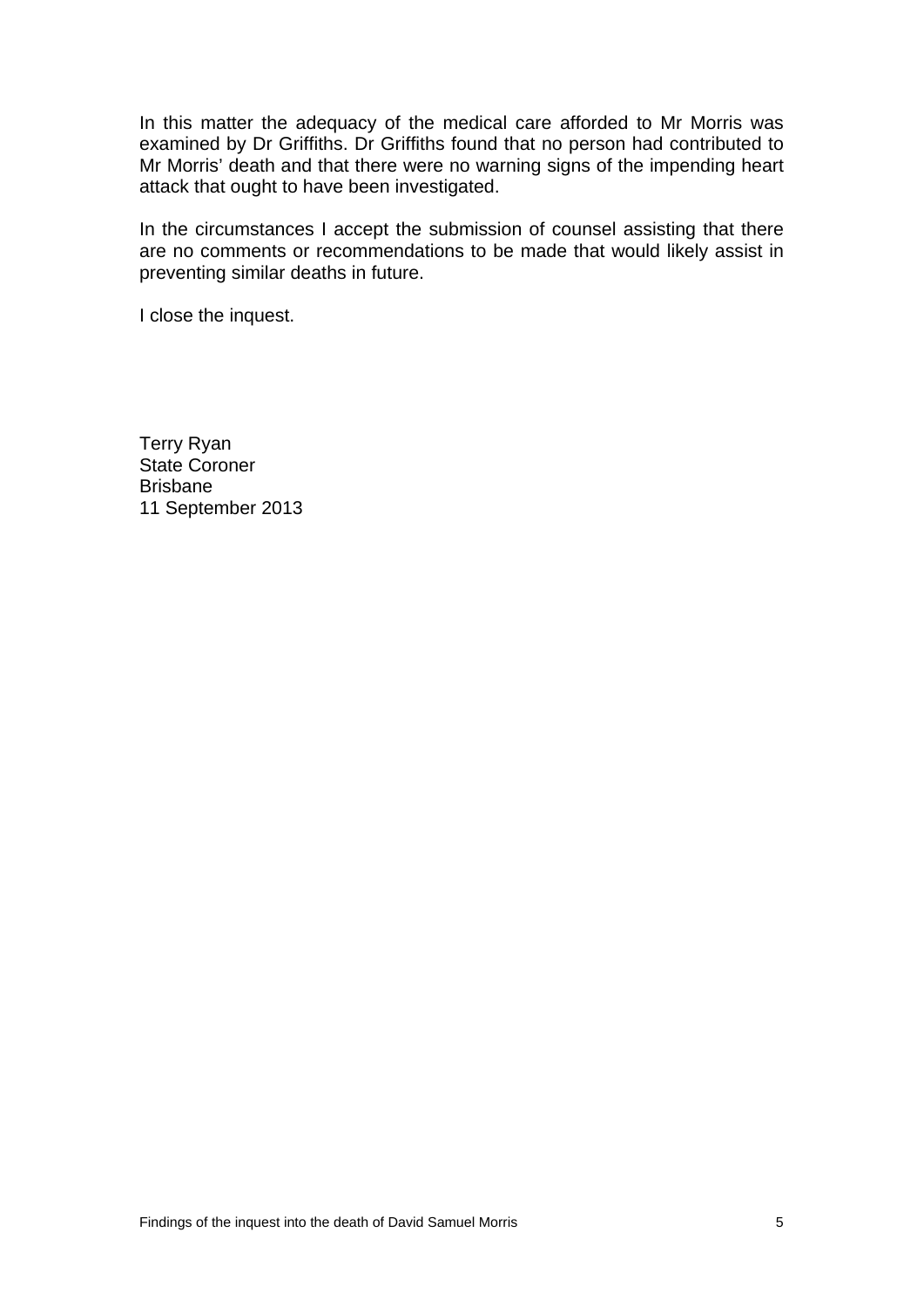In this matter the adequacy of the medical care afforded to Mr Morris was examined by Dr Griffiths. Dr Griffiths found that no person had contributed to Mr Morris' death and that there were no warning signs of the impending heart attack that ought to have been investigated.

In the circumstances I accept the submission of counsel assisting that there are no comments or recommendations to be made that would likely assist in preventing similar deaths in future.

I close the inquest.

Terry Ryan
State Coroner
Brisbane
11 September 2013